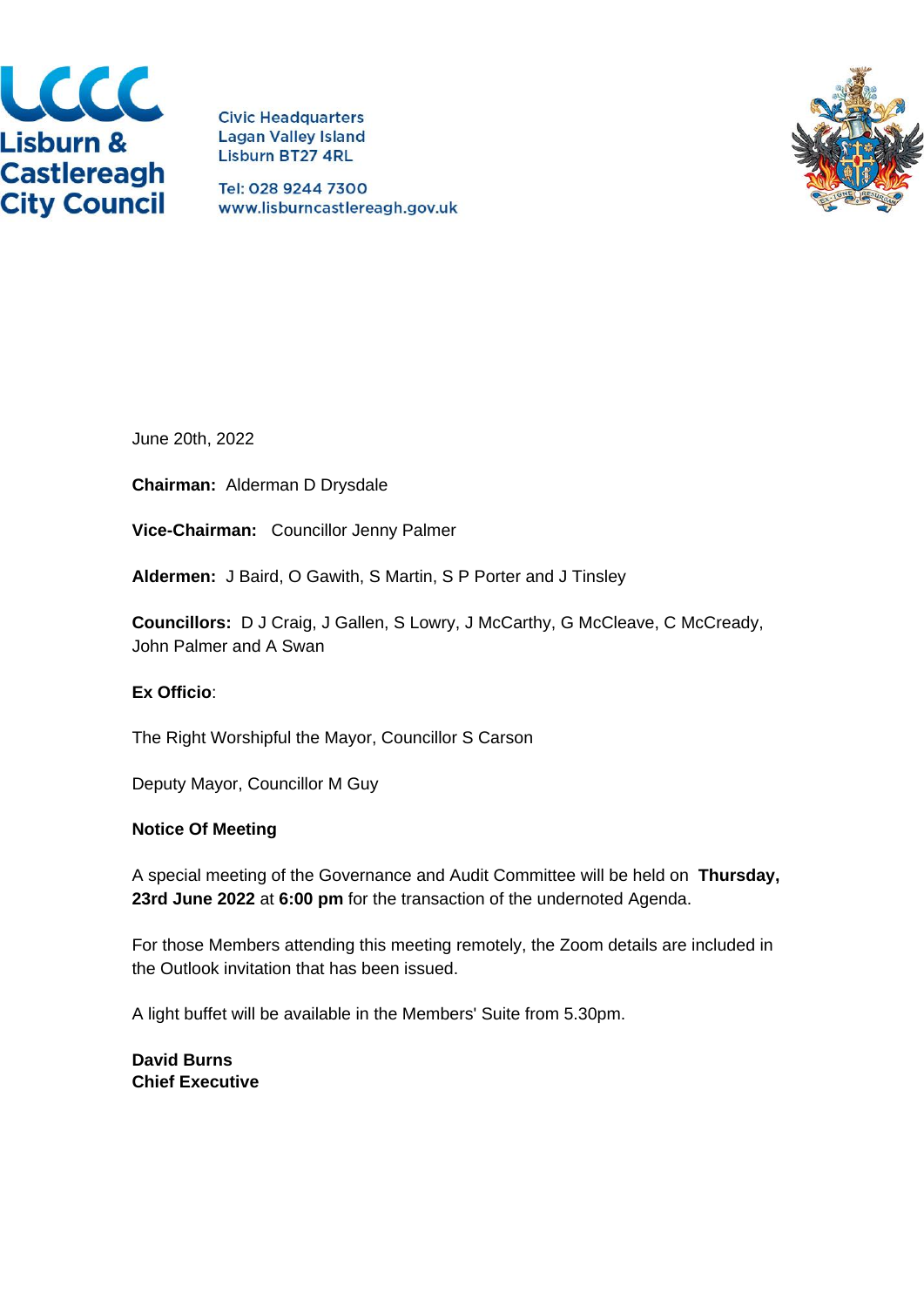LCCC
Lisburn & Castlereagh City Council

Civic Headquarters
Lagan Valley Island
Lisburn BT27 4RL

Tel: 028 9244 7300
www.lisburncastlereagh.gov.uk

June 20th, 2022

**Chairman:** Alderman D Drysdale

**Vice-Chairman:** Councillor Jenny Palmer

**Aldermen:** J Baird, O Gawith, S Martin, S P Porter and J Tinsley

**Councillors:** D J Craig, J Gallen, S Lowry, J McCarthy, G McCleave, C McCready, John Palmer and A Swan

**Ex Officio**:

The Right Worshipful the Mayor, Councillor S Carson

Deputy Mayor, Councillor M Guy

**Notice Of Meeting**

A special meeting of the Governance and Audit Committee will be held on **Thursday, 23rd June 2022** at **6:00 pm** for the transaction of the undernoted Agenda.

For those Members attending this meeting remotely, the Zoom details are included in the Outlook invitation that has been issued.

A light buffet will be available in the Members' Suite from 5.30pm.

**David Burns**
**Chief Executive**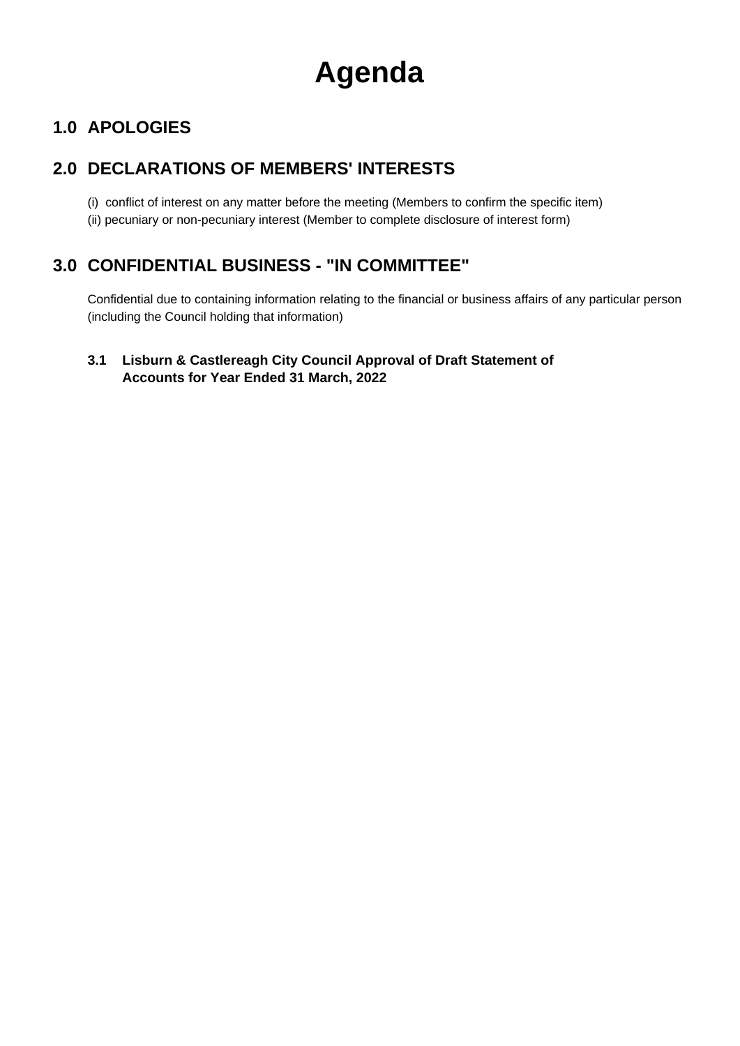# Agenda

## 1.0 APOLOGIES

## 2.0 DECLARATIONS OF MEMBERS' INTERESTS

(i) conflict of interest on any matter before the meeting (Members to confirm the specific item)
(ii) pecuniary or non-pecuniary interest (Member to complete disclosure of interest form)

## 3.0 CONFIDENTIAL BUSINESS - "IN COMMITTEE"

Confidential due to containing information relating to the financial or business affairs of any particular person (including the Council holding that information)

### 3.1 Lisburn & Castlereagh City Council Approval of Draft Statement of Accounts for Year Ended 31 March, 2022